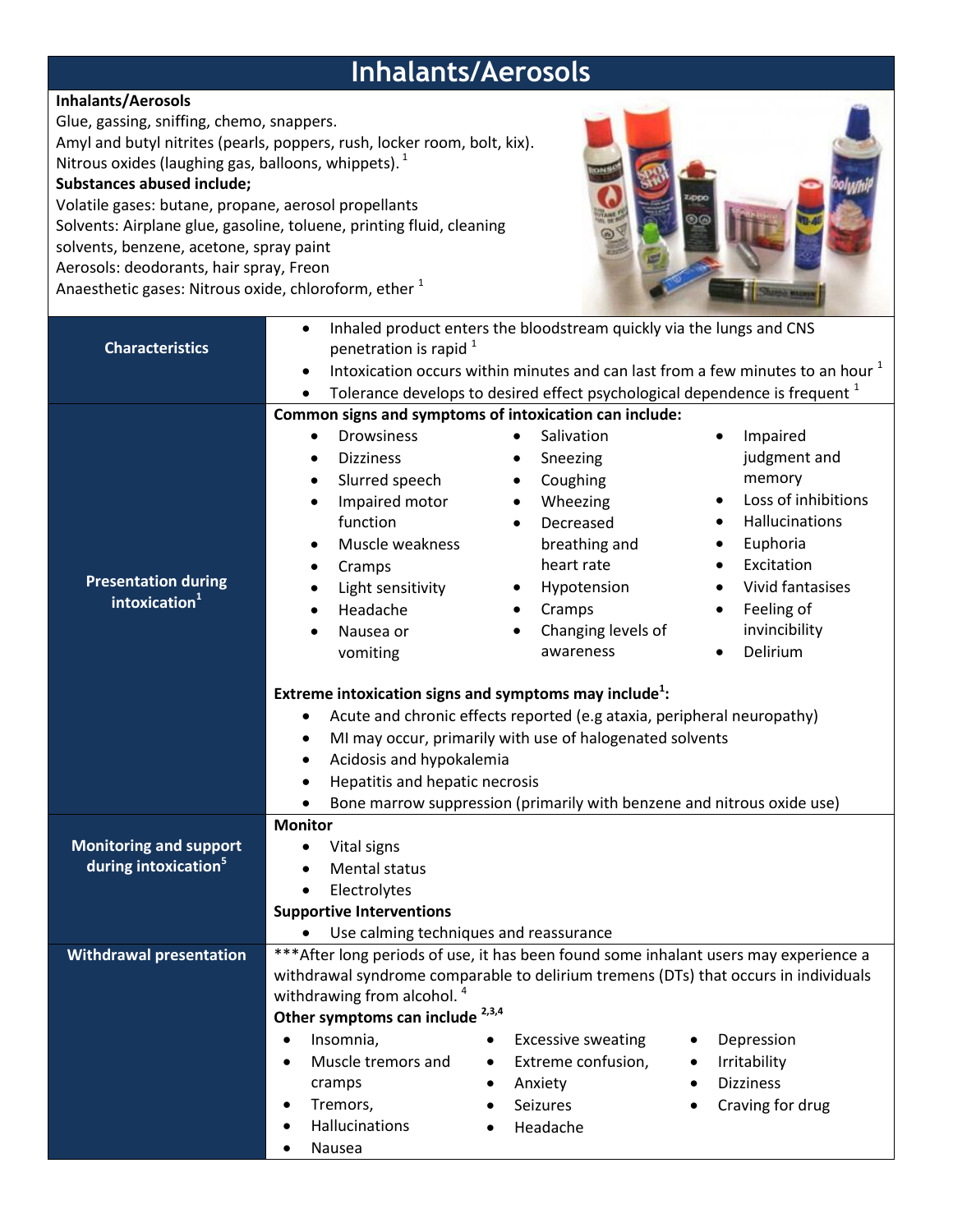# Inhalants/Aerosols

**Inhalants/Aerosols**
Glue, gassing, sniffing, chemo, snappers.
Amyl and butyl nitrites (pearls, poppers, rush, locker room, bolt, kix).
Nitrous oxides (laughing gas, balloons, whippets).[1]

**Substances abused include;**
Volatile gases: butane, propane, aerosol propellants
Solvents: Airplane glue, gasoline, toluene, printing fluid, cleaning solvents, benzene, acetone, spray paint
Aerosols: deodorants, hair spray, Freon
Anaesthetic gases: Nitrous oxide, chloroform, ether[1]

## Characteristics

- Inhaled product enters the bloodstream quickly via the lungs and CNS penetration is rapid[1]
- Intoxication occurs within minutes and can last from a few minutes to an hour[1]
- Tolerance develops to desired effect psychological dependence is frequent[1]

## Presentation during intoxication[1]

**Common signs and symptoms of intoxication can include:**

- Drowsiness
- Dizziness
- Slurred speech
- Impaired motor function
- Muscle weakness
- Cramps
- Light sensitivity
- Headache
- Nausea or vomiting
- Salivation
- Sneezing
- Coughing
- Wheezing
- Decreased breathing and heart rate
- Hypotension
- Cramps
- Changing levels of awareness
- Impaired judgment and memory
- Loss of inhibitions
- Hallucinations
- Euphoria
- Excitation
- Vivid fantasises
- Feeling of invincibility
- Delirium

**Extreme intoxication signs and symptoms may include[1]:**

- Acute and chronic effects reported (e.g ataxia, peripheral neuropathy)
- MI may occur, primarily with use of halogenated solvents
- Acidosis and hypokalemia
- Hepatitis and hepatic necrosis
- Bone marrow suppression (primarily with benzene and nitrous oxide use)

## Monitoring and support during intoxication[5]

**Monitor**

- Vital signs
- Mental status
- Electrolytes

**Supportive Interventions**

- Use calming techniques and reassurance

## Withdrawal presentation

***After long periods of use, it has been found some inhalant users may experience a withdrawal syndrome comparable to delirium tremens (DTs) that occurs in individuals withdrawing from alcohol.[4]

**Other symptoms can include[2,3,4]**

- Insomnia,
- Muscle tremors and cramps
- Tremors,
- Hallucinations
- Nausea
- Excessive sweating
- Extreme confusion,
- Anxiety
- Seizures
- Headache
- Depression
- Irritability
- Dizziness
- Craving for drug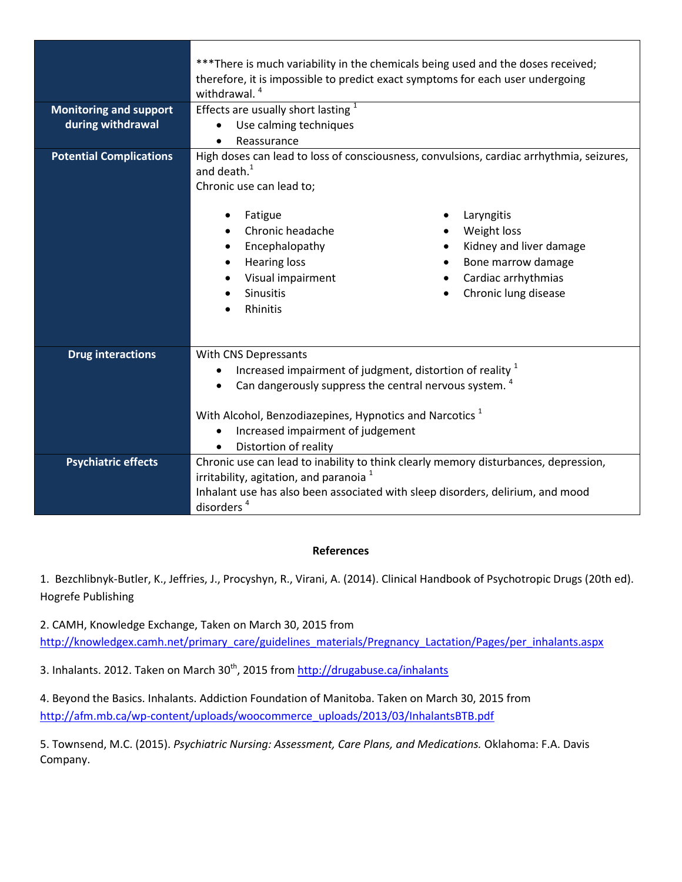| | |
|---|---|
| | ***There is much variability in the chemicals being used and the doses received; therefore, it is impossible to predict exact symptoms for each user undergoing withdrawal. [4] |
| **Monitoring and support during withdrawal** | Effects are usually short lasting [1]<br>• Use calming techniques<br>• Reassurance |
| **Potential Complications** | High doses can lead to loss of consciousness, convulsions, cardiac arrhythmia, seizures, and death.[1]<br>Chronic use can lead to;<br>• Fatigue<br>• Chronic headache<br>• Encephalopathy<br>• Hearing loss<br>• Visual impairment<br>• Sinusitis<br>• Rhinitis<br>• Laryngitis<br>• Weight loss<br>• Kidney and liver damage<br>• Bone marrow damage<br>• Cardiac arrhythmias<br>• Chronic lung disease |
| **Drug interactions** | With CNS Depressants<br>• Increased impairment of judgment, distortion of reality [1]<br>• Can dangerously suppress the central nervous system. [4]<br><br>With Alcohol, Benzodiazepines, Hypnotics and Narcotics [1]<br>• Increased impairment of judgement<br>• Distortion of reality |
| **Psychiatric effects** | Chronic use can lead to inability to think clearly memory disturbances, depression, irritability, agitation, and paranoia [1]<br>Inhalant use has also been associated with sleep disorders, delirium, and mood disorders [4] |

**References**

1. Bezchlibnyk-Butler, K., Jeffries, J., Procyshyn, R., Virani, A. (2014). Clinical Handbook of Psychotropic Drugs (20th ed). Hogrefe Publishing

2. CAMH, Knowledge Exchange, Taken on March 30, 2015 from http://knowledgex.camh.net/primary_care/guidelines_materials/Pregnancy_Lactation/Pages/per_inhalants.aspx

3. Inhalants. 2012. Taken on March 30th, 2015 from http://drugabuse.ca/inhalants

4. Beyond the Basics. Inhalants. Addiction Foundation of Manitoba. Taken on March 30, 2015 from http://afm.mb.ca/wp-content/uploads/woocommerce_uploads/2013/03/InhalantsBTB.pdf

5. Townsend, M.C. (2015). *Psychiatric Nursing: Assessment, Care Plans, and Medications.* Oklahoma: F.A. Davis Company.